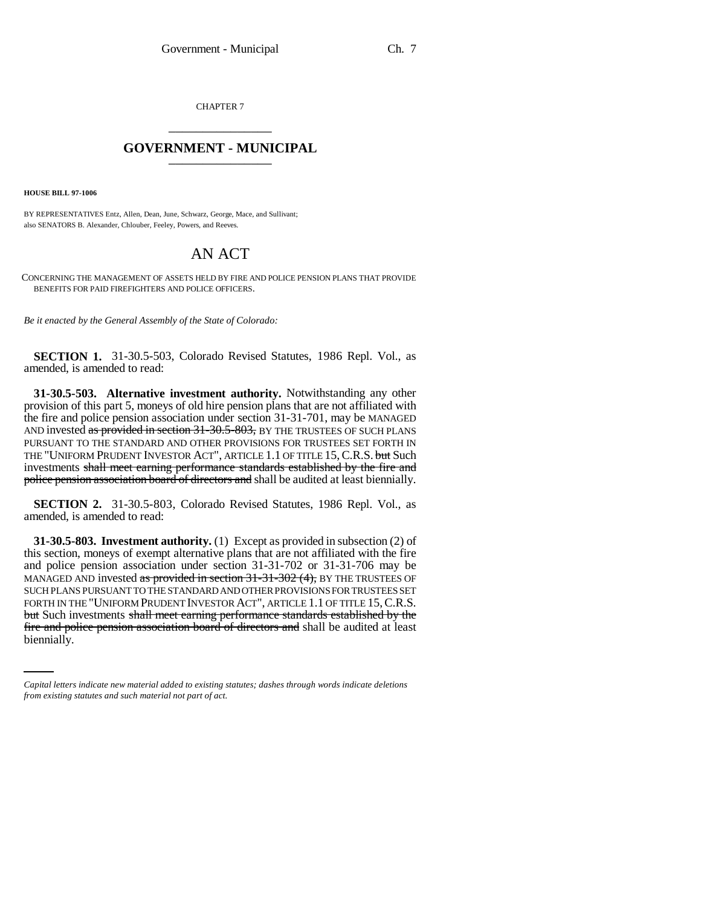CHAPTER 7

# GOVERNMENT - MUNICIPAL

**HOUSE BILL 97-1006**

BY REPRESENTATIVES Entz, Allen, Dean, June, Schwarz, George, Mace, and Sullivant; also SENATORS B. Alexander, Chlouber, Feeley, Powers, and Reeves.

# AN ACT

CONCERNING THE MANAGEMENT OF ASSETS HELD BY FIRE AND POLICE PENSION PLANS THAT PROVIDE BENEFITS FOR PAID FIREFIGHTERS AND POLICE OFFICERS.

*Be it enacted by the General Assembly of the State of Colorado:*

**SECTION 1.** 31-30.5-503, Colorado Revised Statutes, 1986 Repl. Vol., as amended, is amended to read:

**31-30.5-503. Alternative investment authority.** Notwithstanding any other provision of this part 5, moneys of old hire pension plans that are not affiliated with the fire and police pension association under section 31-31-701, may be MANAGED AND invested ~~as provided in section 31-30.5-803,~~ BY THE TRUSTEES OF SUCH PLANS PURSUANT TO THE STANDARD AND OTHER PROVISIONS FOR TRUSTEES SET FORTH IN THE "UNIFORM PRUDENT INVESTOR ACT", ARTICLE 1.1 OF TITLE 15, C.R.S. ~~but~~ Such investments ~~shall meet earning performance standards established by the fire and police pension association board of directors and~~ shall be audited at least biennially.

**SECTION 2.** 31-30.5-803, Colorado Revised Statutes, 1986 Repl. Vol., as amended, is amended to read:

**31-30.5-803. Investment authority.** (1) Except as provided in subsection (2) of this section, moneys of exempt alternative plans that are not affiliated with the fire and police pension association under section 31-31-702 or 31-31-706 may be MANAGED AND invested ~~as provided in section 31-31-302 (4),~~ BY THE TRUSTEES OF SUCH PLANS PURSUANT TO THE STANDARD AND OTHER PROVISIONS FOR TRUSTEES SET FORTH IN THE "UNIFORM PRUDENT INVESTOR ACT", ARTICLE 1.1 OF TITLE 15, C.R.S. ~~but~~ Such investments ~~shall meet earning performance standards established by the fire and police pension association board of directors and~~ shall be audited at least biennially.

*Capital letters indicate new material added to existing statutes; dashes through words indicate deletions from existing statutes and such material not part of act.*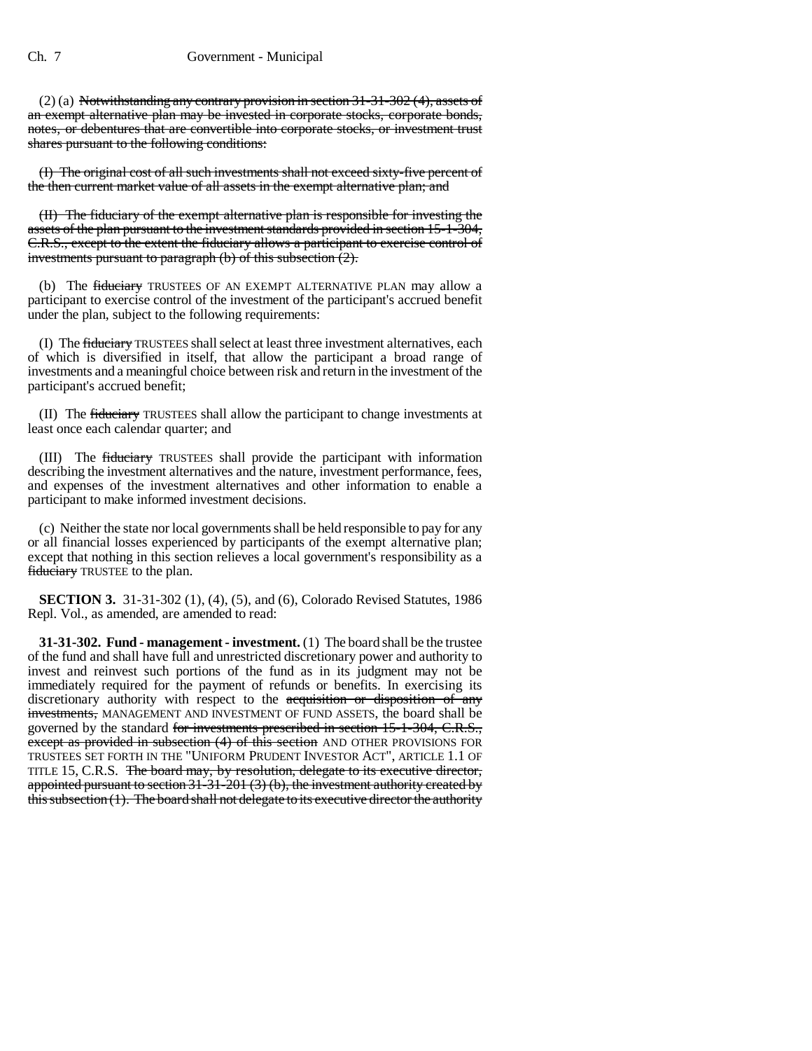(2) (a) ~~Notwithstanding any contrary provision in section 31-31-302 (4), assets of an exempt alternative plan may be invested in corporate stocks, corporate bonds, notes, or debentures that are convertible into corporate stocks, or investment trust shares pursuant to the following conditions:~~

~~(I) The original cost of all such investments shall not exceed sixty-five percent of the then current market value of all assets in the exempt alternative plan; and~~

~~(II) The fiduciary of the exempt alternative plan is responsible for investing the assets of the plan pursuant to the investment standards provided in section 15-1-304, C.R.S., except to the extent the fiduciary allows a participant to exercise control of investments pursuant to paragraph (b) of this subsection (2).~~

(b) The ~~fiduciary~~ TRUSTEES OF AN EXEMPT ALTERNATIVE PLAN may allow a participant to exercise control of the investment of the participant's accrued benefit under the plan, subject to the following requirements:

(I) The ~~fiduciary~~ TRUSTEES shall select at least three investment alternatives, each of which is diversified in itself, that allow the participant a broad range of investments and a meaningful choice between risk and return in the investment of the participant's accrued benefit;

(II) The ~~fiduciary~~ TRUSTEES shall allow the participant to change investments at least once each calendar quarter; and

(III) The ~~fiduciary~~ TRUSTEES shall provide the participant with information describing the investment alternatives and the nature, investment performance, fees, and expenses of the investment alternatives and other information to enable a participant to make informed investment decisions.

(c) Neither the state nor local governments shall be held responsible to pay for any or all financial losses experienced by participants of the exempt alternative plan; except that nothing in this section relieves a local government's responsibility as a ~~fiduciary~~ TRUSTEE to the plan.

**SECTION 3.** 31-31-302 (1), (4), (5), and (6), Colorado Revised Statutes, 1986 Repl. Vol., as amended, are amended to read:

**31-31-302. Fund - management - investment.** (1) The board shall be the trustee of the fund and shall have full and unrestricted discretionary power and authority to invest and reinvest such portions of the fund as in its judgment may not be immediately required for the payment of refunds or benefits. In exercising its discretionary authority with respect to the ~~acquisition or disposition of any investments,~~ MANAGEMENT AND INVESTMENT OF FUND ASSETS, the board shall be governed by the standard ~~for investments prescribed in section 15-1-304, C.R.S., except as provided in subsection (4) of this section~~ AND OTHER PROVISIONS FOR TRUSTEES SET FORTH IN THE "UNIFORM PRUDENT INVESTOR ACT", ARTICLE 1.1 OF TITLE 15, C.R.S. ~~The board may, by resolution, delegate to its executive director, appointed pursuant to section 31-31-201 (3) (b), the investment authority created by this subsection (1). The board shall not delegate to its executive director the authority~~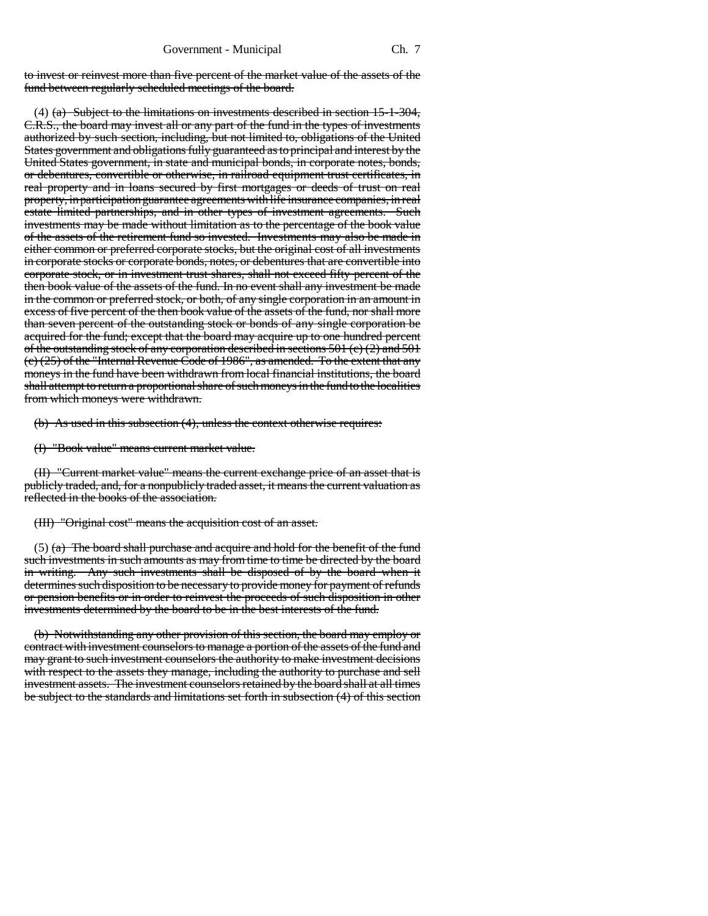to invest or reinvest more than five percent of the market value of the assets of the fund between regularly scheduled meetings of the board.

(4) (a) Subject to the limitations on investments described in section 15-1-304, C.R.S., the board may invest all or any part of the fund in the types of investments authorized by such section, including, but not limited to, obligations of the United States government and obligations fully guaranteed as to principal and interest by the United States government, in state and municipal bonds, in corporate notes, bonds, or debentures, convertible or otherwise, in railroad equipment trust certificates, in real property and in loans secured by first mortgages or deeds of trust on real property, in participation guarantee agreements with life insurance companies, in real estate limited partnerships, and in other types of investment agreements. Such investments may be made without limitation as to the percentage of the book value of the assets of the retirement fund so invested. Investments may also be made in either common or preferred corporate stocks, but the original cost of all investments in corporate stocks or corporate bonds, notes, or debentures that are convertible into corporate stock, or in investment trust shares, shall not exceed fifty percent of the then book value of the assets of the fund. In no event shall any investment be made in the common or preferred stock, or both, of any single corporation in an amount in excess of five percent of the then book value of the assets of the fund, nor shall more than seven percent of the outstanding stock or bonds of any single corporation be acquired for the fund; except that the board may acquire up to one hundred percent of the outstanding stock of any corporation described in sections 501 (c) (2) and 501 (c) (25) of the "Internal Revenue Code of 1986", as amended. To the extent that any moneys in the fund have been withdrawn from local financial institutions, the board shall attempt to return a proportional share of such moneys in the fund to the localities from which moneys were withdrawn.

(b) As used in this subsection (4), unless the context otherwise requires:

(I) "Book value" means current market value.

(II) "Current market value" means the current exchange price of an asset that is publicly traded, and, for a nonpublicly traded asset, it means the current valuation as reflected in the books of the association.

(III) "Original cost" means the acquisition cost of an asset.

(5) (a) The board shall purchase and acquire and hold for the benefit of the fund such investments in such amounts as may from time to time be directed by the board in writing. Any such investments shall be disposed of by the board when it determines such disposition to be necessary to provide money for payment of refunds or pension benefits or in order to reinvest the proceeds of such disposition in other investments determined by the board to be in the best interests of the fund.

(b) Notwithstanding any other provision of this section, the board may employ or contract with investment counselors to manage a portion of the assets of the fund and may grant to such investment counselors the authority to make investment decisions with respect to the assets they manage, including the authority to purchase and sell investment assets. The investment counselors retained by the board shall at all times be subject to the standards and limitations set forth in subsection (4) of this section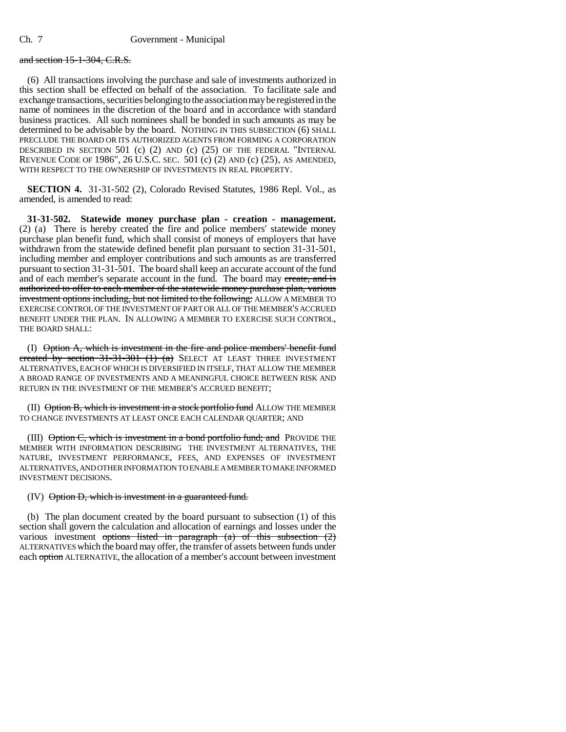~~and section 15-1-304, C.R.S.~~

(6) All transactions involving the purchase and sale of investments authorized in this section shall be effected on behalf of the association. To facilitate sale and exchange transactions, securities belonging to the association may be registered in the name of nominees in the discretion of the board and in accordance with standard business practices. All such nominees shall be bonded in such amounts as may be determined to be advisable by the board. NOTHING IN THIS SUBSECTION (6) SHALL PRECLUDE THE BOARD OR ITS AUTHORIZED AGENTS FROM FORMING A CORPORATION DESCRIBED IN SECTION 501 (c) (2) AND (c) (25) OF THE FEDERAL "INTERNAL REVENUE CODE OF 1986", 26 U.S.C. SEC. 501 (c) (2) AND (c) (25), AS AMENDED, WITH RESPECT TO THE OWNERSHIP OF INVESTMENTS IN REAL PROPERTY.

**SECTION 4.** 31-31-502 (2), Colorado Revised Statutes, 1986 Repl. Vol., as amended, is amended to read:

**31-31-502. Statewide money purchase plan - creation - management.** (2) (a) There is hereby created the fire and police members' statewide money purchase plan benefit fund, which shall consist of moneys of employers that have withdrawn from the statewide defined benefit plan pursuant to section 31-31-501, including member and employer contributions and such amounts as are transferred pursuant to section 31-31-501. The board shall keep an accurate account of the fund and of each member's separate account in the fund. The board may ~~create, and is authorized to offer to each member of the statewide money purchase plan, various investment options including, but not limited to the following:~~ ALLOW A MEMBER TO EXERCISE CONTROL OF THE INVESTMENT OF PART OR ALL OF THE MEMBER'S ACCRUED BENEFIT UNDER THE PLAN. IN ALLOWING A MEMBER TO EXERCISE SUCH CONTROL, THE BOARD SHALL:

(I) ~~Option A, which is investment in the fire and police members' benefit fund created by section 31-31-301 (1) (a)~~ SELECT AT LEAST THREE INVESTMENT ALTERNATIVES, EACH OF WHICH IS DIVERSIFIED IN ITSELF, THAT ALLOW THE MEMBER A BROAD RANGE OF INVESTMENTS AND A MEANINGFUL CHOICE BETWEEN RISK AND RETURN IN THE INVESTMENT OF THE MEMBER'S ACCRUED BENEFIT;

(II) ~~Option B, which is investment in a stock portfolio fund~~ ALLOW THE MEMBER TO CHANGE INVESTMENTS AT LEAST ONCE EACH CALENDAR QUARTER; AND

(III) ~~Option C, which is investment in a bond portfolio fund; and~~ PROVIDE THE MEMBER WITH INFORMATION DESCRIBING THE INVESTMENT ALTERNATIVES, THE NATURE, INVESTMENT PERFORMANCE, FEES, AND EXPENSES OF INVESTMENT ALTERNATIVES, AND OTHER INFORMATION TO ENABLE A MEMBER TO MAKE INFORMED INVESTMENT DECISIONS.

(IV) ~~Option D, which is investment in a guaranteed fund.~~

(b) The plan document created by the board pursuant to subsection (1) of this section shall govern the calculation and allocation of earnings and losses under the various investment ~~options listed in paragraph (a) of this subsection (2)~~ ALTERNATIVES which the board may offer, the transfer of assets between funds under each ~~option~~ ALTERNATIVE, the allocation of a member's account between investment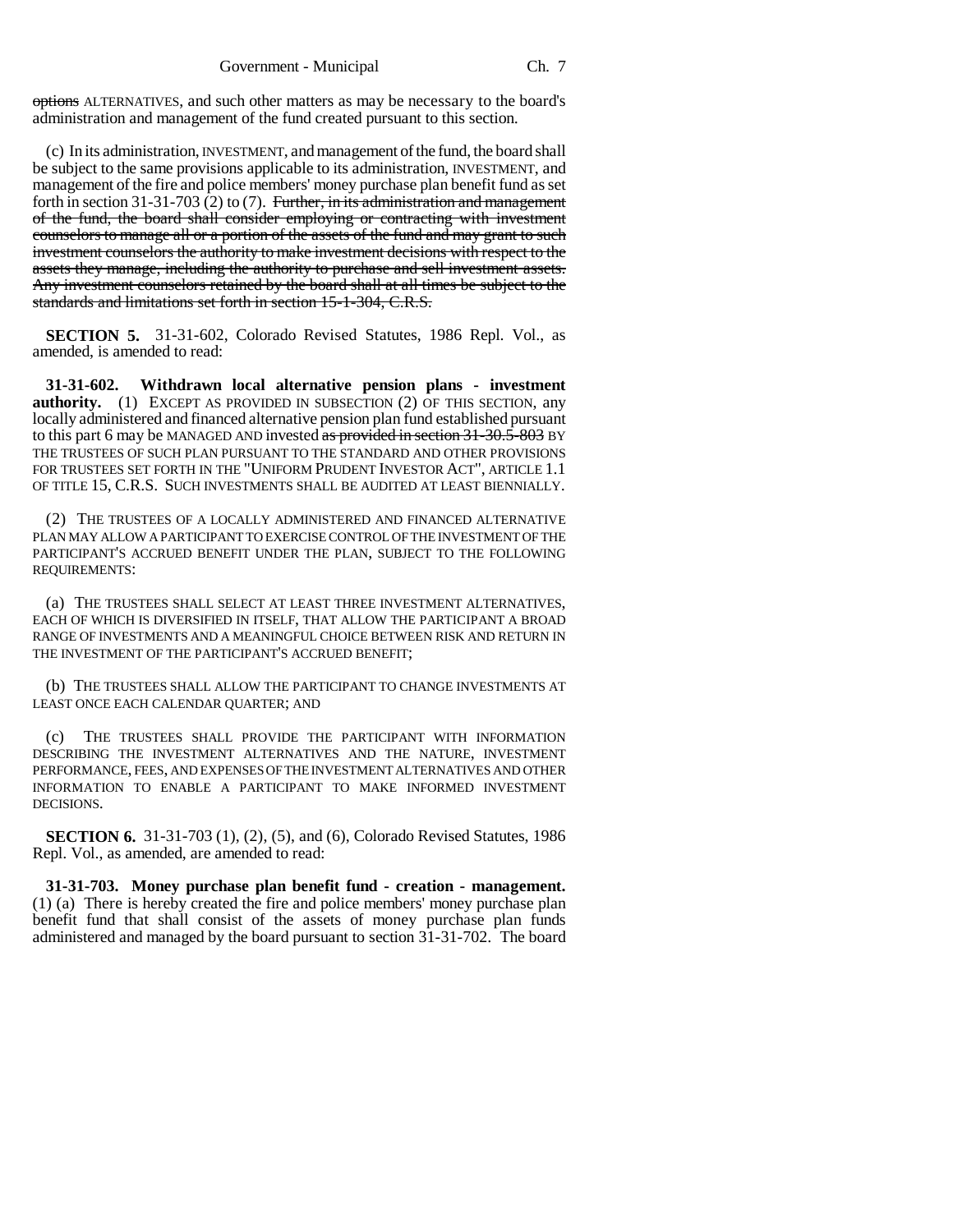~~options~~ ALTERNATIVES, and such other matters as may be necessary to the board's administration and management of the fund created pursuant to this section.

(c) In its administration, INVESTMENT, and management of the fund, the board shall be subject to the same provisions applicable to its administration, INVESTMENT, and management of the fire and police members' money purchase plan benefit fund as set forth in section 31-31-703 (2) to (7). ~~Further, in its administration and management of the fund, the board shall consider employing or contracting with investment counselors to manage all or a portion of the assets of the fund and may grant to such investment counselors the authority to make investment decisions with respect to the assets they manage, including the authority to purchase and sell investment assets. Any investment counselors retained by the board shall at all times be subject to the standards and limitations set forth in section 15-1-304, C.R.S.~~

**SECTION 5.** 31-31-602, Colorado Revised Statutes, 1986 Repl. Vol., as amended, is amended to read:

**31-31-602. Withdrawn local alternative pension plans - investment authority.** (1) EXCEPT AS PROVIDED IN SUBSECTION (2) OF THIS SECTION, any locally administered and financed alternative pension plan fund established pursuant to this part 6 may be MANAGED AND invested ~~as provided in section 31-30.5-803~~ BY THE TRUSTEES OF SUCH PLAN PURSUANT TO THE STANDARD AND OTHER PROVISIONS FOR TRUSTEES SET FORTH IN THE "UNIFORM PRUDENT INVESTOR ACT", ARTICLE 1.1 OF TITLE 15, C.R.S. SUCH INVESTMENTS SHALL BE AUDITED AT LEAST BIENNIALLY.

(2) THE TRUSTEES OF A LOCALLY ADMINISTERED AND FINANCED ALTERNATIVE PLAN MAY ALLOW A PARTICIPANT TO EXERCISE CONTROL OF THE INVESTMENT OF THE PARTICIPANT'S ACCRUED BENEFIT UNDER THE PLAN, SUBJECT TO THE FOLLOWING REQUIREMENTS:

(a) THE TRUSTEES SHALL SELECT AT LEAST THREE INVESTMENT ALTERNATIVES, EACH OF WHICH IS DIVERSIFIED IN ITSELF, THAT ALLOW THE PARTICIPANT A BROAD RANGE OF INVESTMENTS AND A MEANINGFUL CHOICE BETWEEN RISK AND RETURN IN THE INVESTMENT OF THE PARTICIPANT'S ACCRUED BENEFIT;

(b) THE TRUSTEES SHALL ALLOW THE PARTICIPANT TO CHANGE INVESTMENTS AT LEAST ONCE EACH CALENDAR QUARTER; AND

(c) THE TRUSTEES SHALL PROVIDE THE PARTICIPANT WITH INFORMATION DESCRIBING THE INVESTMENT ALTERNATIVES AND THE NATURE, INVESTMENT PERFORMANCE, FEES, AND EXPENSES OF THE INVESTMENT ALTERNATIVES AND OTHER INFORMATION TO ENABLE A PARTICIPANT TO MAKE INFORMED INVESTMENT DECISIONS.

**SECTION 6.** 31-31-703 (1), (2), (5), and (6), Colorado Revised Statutes, 1986 Repl. Vol., as amended, are amended to read:

**31-31-703. Money purchase plan benefit fund - creation - management.** (1) (a) There is hereby created the fire and police members' money purchase plan benefit fund that shall consist of the assets of money purchase plan funds administered and managed by the board pursuant to section 31-31-702. The board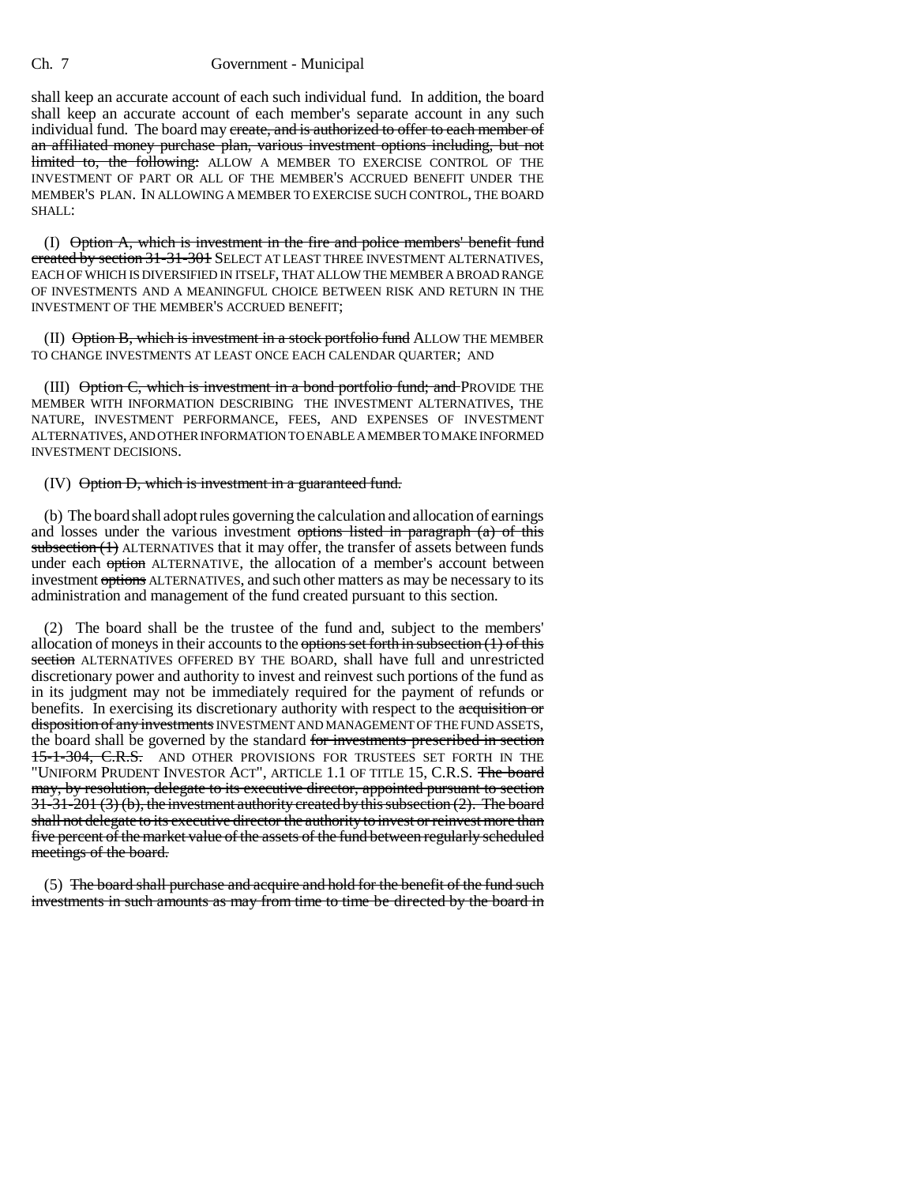shall keep an accurate account of each such individual fund. In addition, the board shall keep an accurate account of each member's separate account in any such individual fund. The board may ~~create, and is authorized to offer to each member of an affiliated money purchase plan, various investment options including, but not limited to, the following:~~ ALLOW A MEMBER TO EXERCISE CONTROL OF THE INVESTMENT OF PART OR ALL OF THE MEMBER'S ACCRUED BENEFIT UNDER THE MEMBER'S PLAN. IN ALLOWING A MEMBER TO EXERCISE SUCH CONTROL, THE BOARD SHALL:

(I) ~~Option A, which is investment in the fire and police members' benefit fund created by section 31-31-301~~ SELECT AT LEAST THREE INVESTMENT ALTERNATIVES, EACH OF WHICH IS DIVERSIFIED IN ITSELF, THAT ALLOW THE MEMBER A BROAD RANGE OF INVESTMENTS AND A MEANINGFUL CHOICE BETWEEN RISK AND RETURN IN THE INVESTMENT OF THE MEMBER'S ACCRUED BENEFIT;

(II) ~~Option B, which is investment in a stock portfolio fund~~ ALLOW THE MEMBER TO CHANGE INVESTMENTS AT LEAST ONCE EACH CALENDAR QUARTER; AND

(III) ~~Option C, which is investment in a bond portfolio fund; and~~ PROVIDE THE MEMBER WITH INFORMATION DESCRIBING THE INVESTMENT ALTERNATIVES, THE NATURE, INVESTMENT PERFORMANCE, FEES, AND EXPENSES OF INVESTMENT ALTERNATIVES, AND OTHER INFORMATION TO ENABLE A MEMBER TO MAKE INFORMED INVESTMENT DECISIONS.

(IV) ~~Option D, which is investment in a guaranteed fund.~~

(b) The board shall adopt rules governing the calculation and allocation of earnings and losses under the various investment ~~options listed in paragraph (a) of this subsection (1)~~ ALTERNATIVES that it may offer, the transfer of assets between funds under each ~~option~~ ALTERNATIVE, the allocation of a member's account between investment ~~options~~ ALTERNATIVES, and such other matters as may be necessary to its administration and management of the fund created pursuant to this section.

(2) The board shall be the trustee of the fund and, subject to the members' allocation of moneys in their accounts to the ~~options set forth in subsection (1) of this section~~ ALTERNATIVES OFFERED BY THE BOARD, shall have full and unrestricted discretionary power and authority to invest and reinvest such portions of the fund as in its judgment may not be immediately required for the payment of refunds or benefits. In exercising its discretionary authority with respect to the ~~acquisition or disposition of any investments~~ INVESTMENT AND MANAGEMENT OF THE FUND ASSETS, the board shall be governed by the standard ~~for investments prescribed in section 15-1-304, C.R.S.~~ AND OTHER PROVISIONS FOR TRUSTEES SET FORTH IN THE "UNIFORM PRUDENT INVESTOR ACT", ARTICLE 1.1 OF TITLE 15, C.R.S. ~~The board may, by resolution, delegate to its executive director, appointed pursuant to section 31-31-201 (3) (b), the investment authority created by this subsection (2). The board shall not delegate to its executive director the authority to invest or reinvest more than five percent of the market value of the assets of the fund between regularly scheduled meetings of the board.~~

(5) ~~The board shall purchase and acquire and hold for the benefit of the fund such investments in such amounts as may from time to time be directed by the board in~~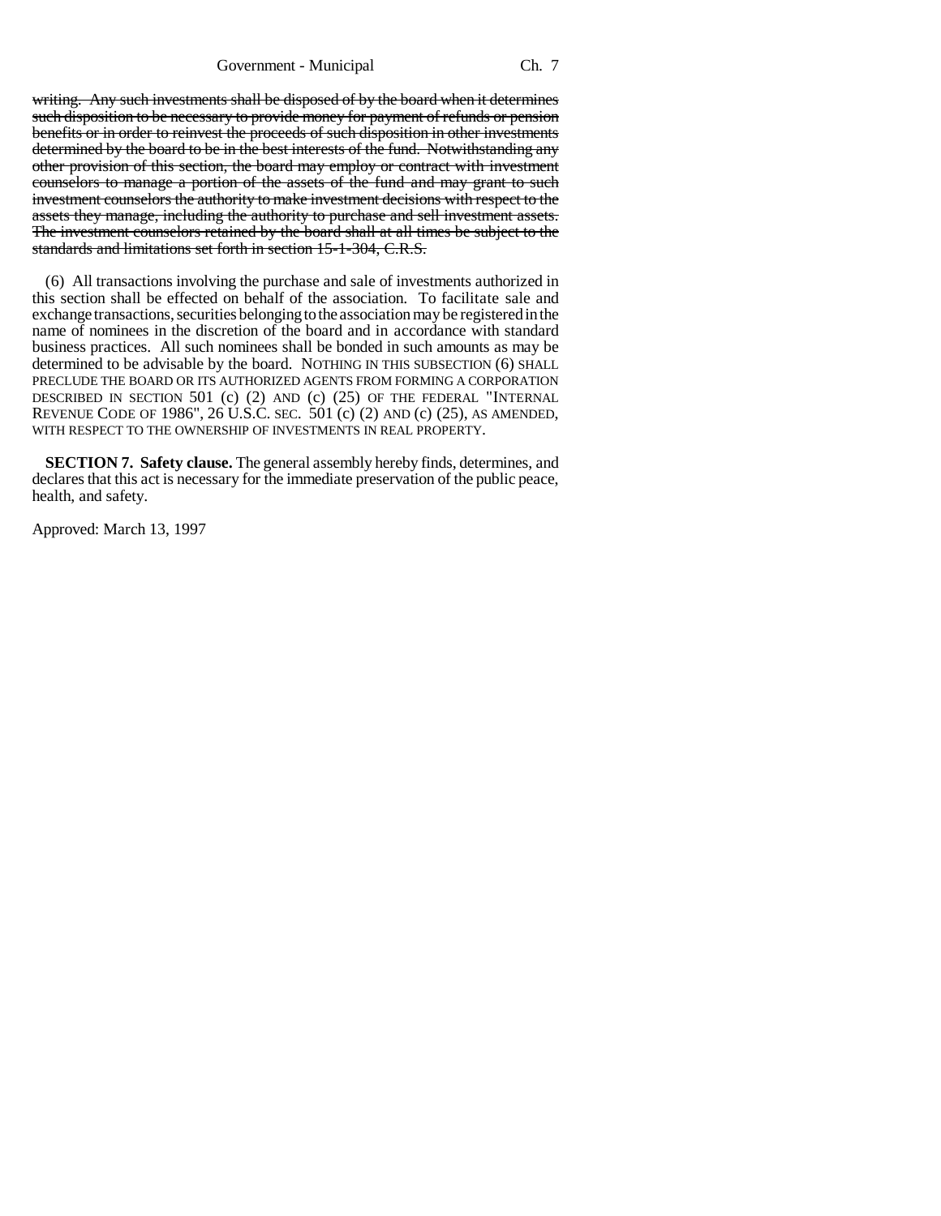~~writing. Any such investments shall be disposed of by the board when it determines such disposition to be necessary to provide money for payment of refunds or pension benefits or in order to reinvest the proceeds of such disposition in other investments determined by the board to be in the best interests of the fund. Notwithstanding any other provision of this section, the board may employ or contract with investment counselors to manage a portion of the assets of the fund and may grant to such investment counselors the authority to make investment decisions with respect to the assets they manage, including the authority to purchase and sell investment assets. The investment counselors retained by the board shall at all times be subject to the standards and limitations set forth in section 15-1-304, C.R.S.~~

(6) All transactions involving the purchase and sale of investments authorized in this section shall be effected on behalf of the association. To facilitate sale and exchange transactions, securities belonging to the association may be registered in the name of nominees in the discretion of the board and in accordance with standard business practices. All such nominees shall be bonded in such amounts as may be determined to be advisable by the board. NOTHING IN THIS SUBSECTION (6) SHALL PRECLUDE THE BOARD OR ITS AUTHORIZED AGENTS FROM FORMING A CORPORATION DESCRIBED IN SECTION 501 (c) (2) AND (c) (25) OF THE FEDERAL "INTERNAL REVENUE CODE OF 1986", 26 U.S.C. SEC. 501 (c) (2) AND (c) (25), AS AMENDED, WITH RESPECT TO THE OWNERSHIP OF INVESTMENTS IN REAL PROPERTY.

**SECTION 7. Safety clause.** The general assembly hereby finds, determines, and declares that this act is necessary for the immediate preservation of the public peace, health, and safety.

Approved: March 13, 1997